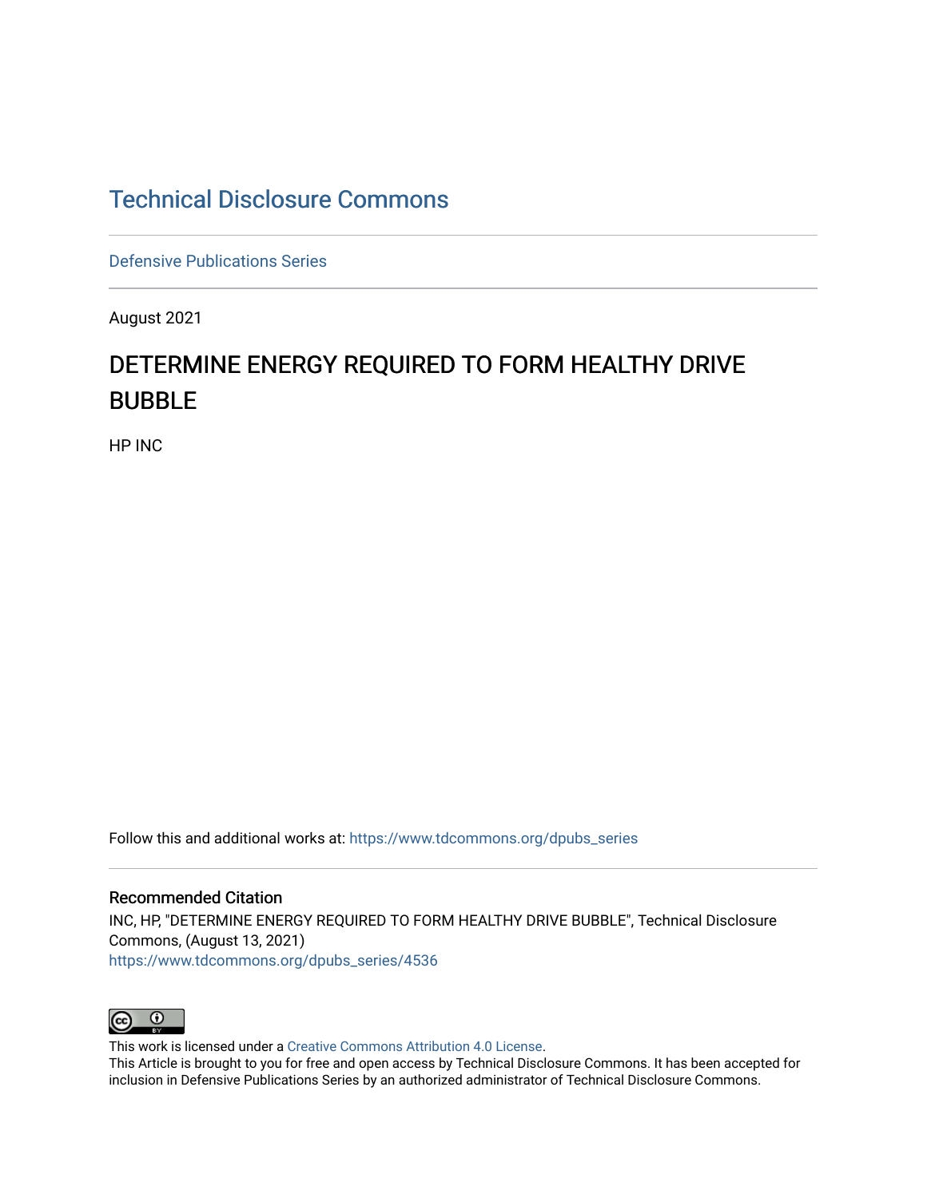# Technical Disclosure Commons

Defensive Publications Series

August 2021

## DETERMINE ENERGY REQUIRED TO FORM HEALTHY DRIVE BUBBLE

HP INC

Follow this and additional works at: https://www.tdcommons.org/dpubs_series

### Recommended Citation

INC, HP, "DETERMINE ENERGY REQUIRED TO FORM HEALTHY DRIVE BUBBLE", Technical Disclosure Commons, (August 13, 2021)
https://www.tdcommons.org/dpubs_series/4536

This work is licensed under a Creative Commons Attribution 4.0 License.
This Article is brought to you for free and open access by Technical Disclosure Commons. It has been accepted for inclusion in Defensive Publications Series by an authorized administrator of Technical Disclosure Commons.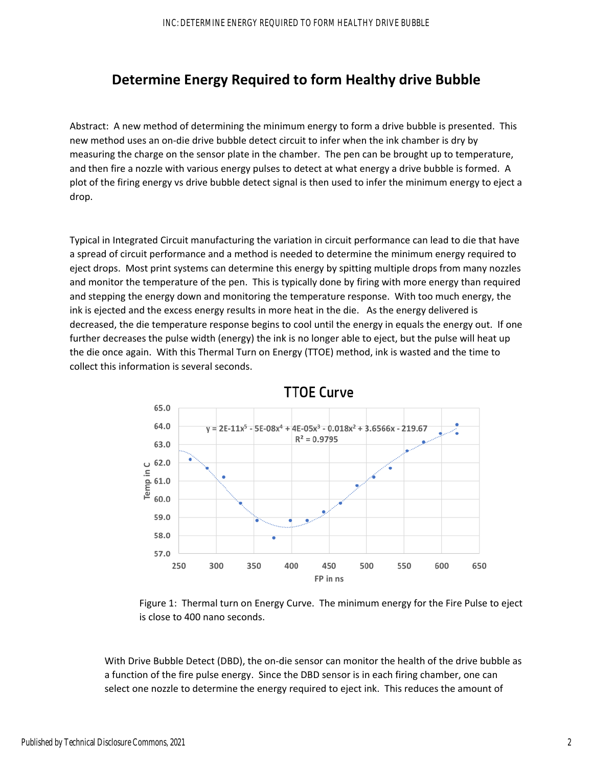# Determine Energy Required to form Healthy drive Bubble

Abstract: A new method of determining the minimum energy to form a drive bubble is presented. This new method uses an on-die drive bubble detect circuit to infer when the ink chamber is dry by measuring the charge on the sensor plate in the chamber. The pen can be brought up to temperature, and then fire a nozzle with various energy pulses to detect at what energy a drive bubble is formed. A plot of the firing energy vs drive bubble detect signal is then used to infer the minimum energy to eject a drop.

Typical in Integrated Circuit manufacturing the variation in circuit performance can lead to die that have a spread of circuit performance and a method is needed to determine the minimum energy required to eject drops. Most print systems can determine this energy by spitting multiple drops from many nozzles and monitor the temperature of the pen. This is typically done by firing with more energy than required and stepping the energy down and monitoring the temperature response. With too much energy, the ink is ejected and the excess energy results in more heat in the die. As the energy delivered is decreased, the die temperature response begins to cool until the energy in equals the energy out. If one further decreases the pulse width (energy) the ink is no longer able to eject, but the pulse will heat up the die once again. With this Thermal Turn on Energy (TTOE) method, ink is wasted and the time to collect this information is several seconds.

Figure 1: Thermal turn on Energy Curve. The minimum energy for the Fire Pulse to eject is close to 400 nano seconds.

With Drive Bubble Detect (DBD), the on-die sensor can monitor the health of the drive bubble as a function of the fire pulse energy. Since the DBD sensor is in each firing chamber, one can select one nozzle to determine the energy required to eject ink. This reduces the amount of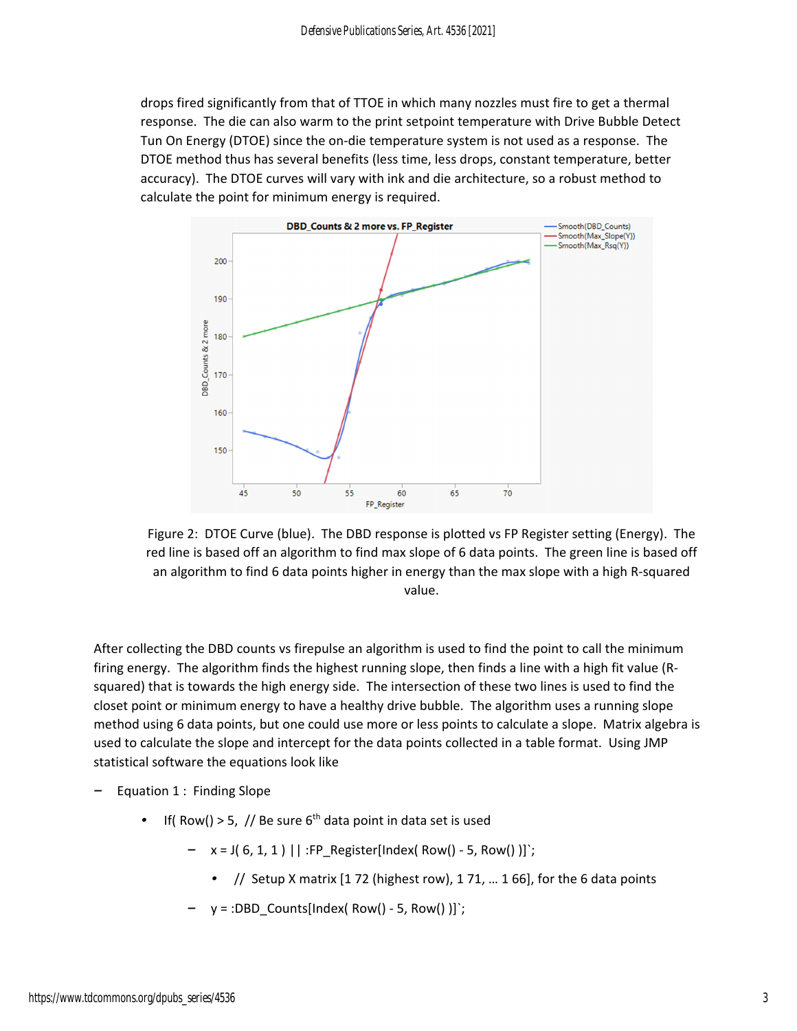drops fired significantly from that of TTOE in which many nozzles must fire to get a thermal response. The die can also warm to the print setpoint temperature with Drive Bubble Detect Tun On Energy (DTOE) since the on-die temperature system is not used as a response. The DTOE method thus has several benefits (less time, less drops, constant temperature, better accuracy). The DTOE curves will vary with ink and die architecture, so a robust method to calculate the point for minimum energy is required.

Figure 2: DTOE Curve (blue). The DBD response is plotted vs FP Register setting (Energy). The red line is based off an algorithm to find max slope of 6 data points. The green line is based off an algorithm to find 6 data points higher in energy than the max slope with a high R-squared value.

After collecting the DBD counts vs firepulse an algorithm is used to find the point to call the minimum firing energy. The algorithm finds the highest running slope, then finds a line with a high fit value (R-squared) that is towards the high energy side. The intersection of these two lines is used to find the closet point or minimum energy to have a healthy drive bubble. The algorithm uses a running slope method using 6 data points, but one could use more or less points to calculate a slope. Matrix algebra is used to calculate the slope and intercept for the data points collected in a table format. Using JMP statistical software the equations look like

- Equation 1 : Finding Slope
  - If( Row() > 5, // Be sure 6th data point in data set is used
    - x = J( 6, 1, 1 ) || :FP_Register[Index( Row() - 5, Row() )]`;
      - // Setup X matrix [1 72 (highest row), 1 71, … 1 66], for the 6 data points
    - y = :DBD_Counts[Index( Row() - 5, Row() )]`;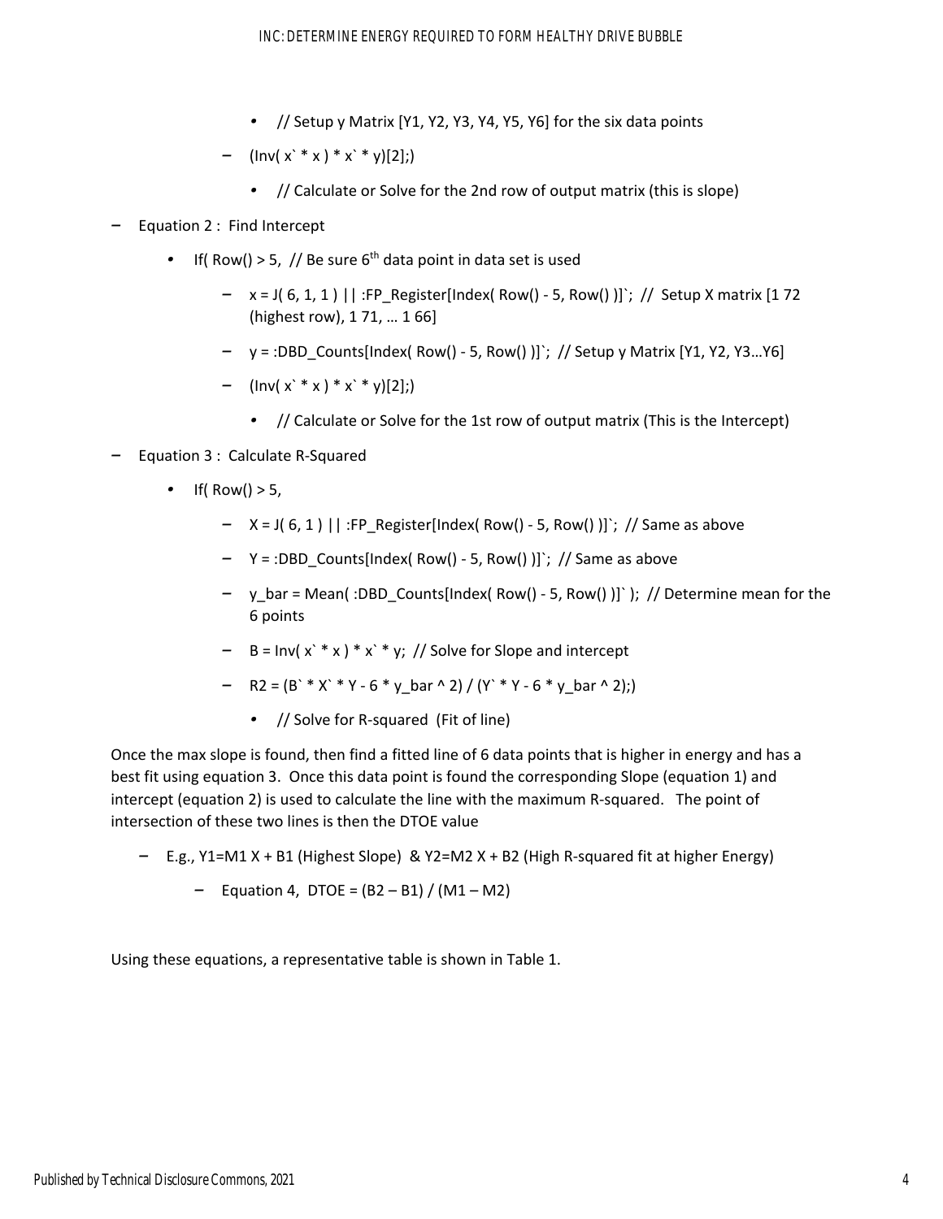- // Setup y Matrix [Y1, Y2, Y3, Y4, Y5, Y6] for the six data points

– (Inv( x` * x ) * x` * y)[2];)

  - // Calculate or Solve for the 2nd row of output matrix (this is slope)

– Equation 2 : Find Intercept

- If( Row() > 5, // Be sure 6th data point in data set is used

  – x = J( 6, 1, 1 ) || :FP_Register[Index( Row() - 5, Row() )]`; // Setup X matrix [1 72 (highest row), 1 71, … 1 66]

  – y = :DBD_Counts[Index( Row() - 5, Row() )]`; // Setup y Matrix [Y1, Y2, Y3…Y6]

  – (Inv( x` * x ) * x` * y)[2];)

    - // Calculate or Solve for the 1st row of output matrix (This is the Intercept)

– Equation 3 : Calculate R-Squared

- If( Row() > 5,

  – X = J( 6, 1 ) || :FP_Register[Index( Row() - 5, Row() )]`; // Same as above

  – Y = :DBD_Counts[Index( Row() - 5, Row() )]`; // Same as above

  – y_bar = Mean( :DBD_Counts[Index( Row() - 5, Row() )]` ); // Determine mean for the 6 points

  – B = Inv( x` * x ) * x` * y; // Solve for Slope and intercept

  – R2 = (B` * X` * Y - 6 * y_bar ^ 2) / (Y` * Y - 6 * y_bar ^ 2);)

    - // Solve for R-squared (Fit of line)

Once the max slope is found, then find a fitted line of 6 data points that is higher in energy and has a best fit using equation 3. Once this data point is found the corresponding Slope (equation 1) and intercept (equation 2) is used to calculate the line with the maximum R-squared. The point of intersection of these two lines is then the DTOE value

– E.g., $Y1=M1 X + B1$ (Highest Slope) & $Y2=M2 X + B2$ (High R-squared fit at higher Energy)

  – Equation 4, $DTOE = (B2 – B1) / (M1 – M2)$

Using these equations, a representative table is shown in Table 1.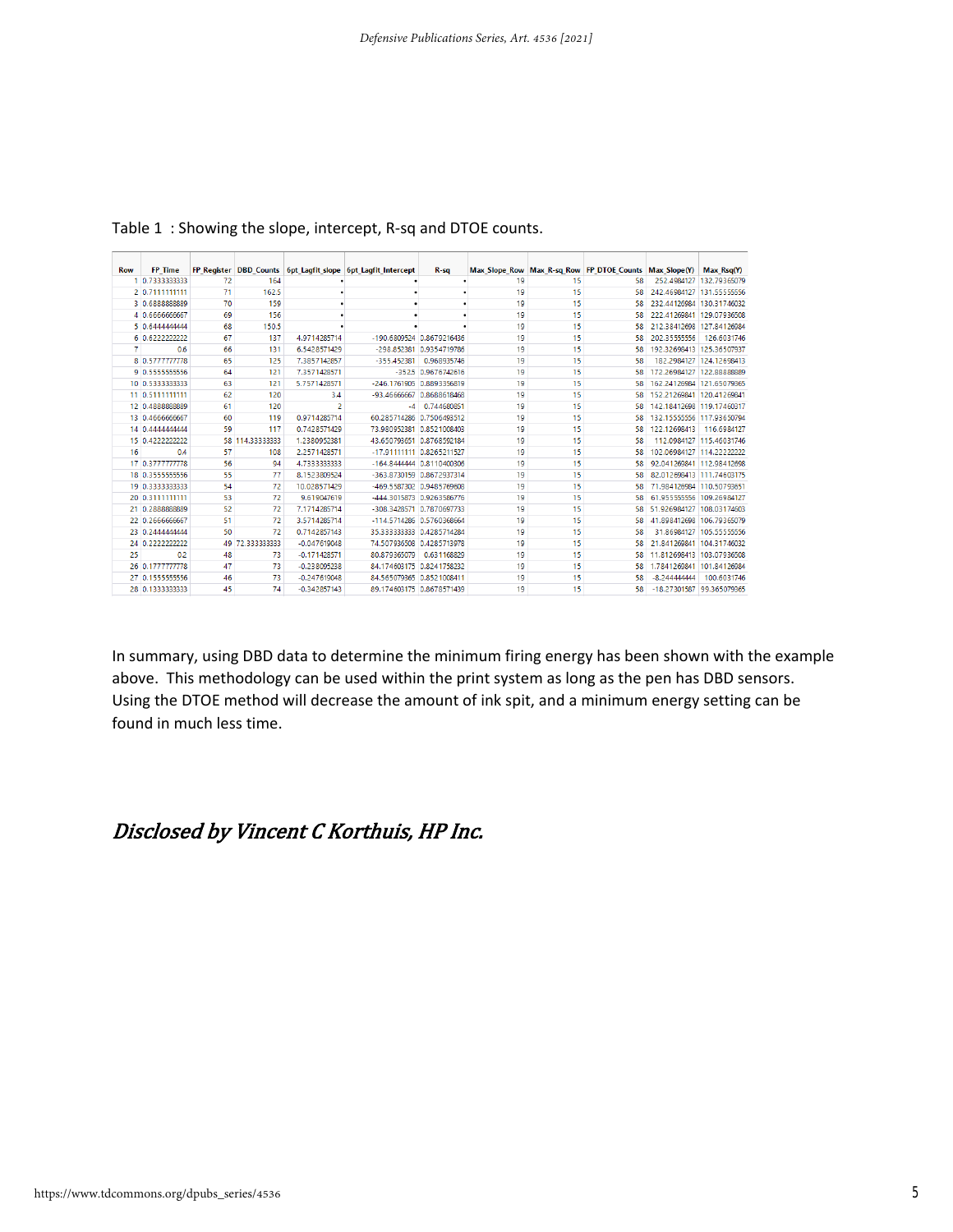Table 1 : Showing the slope, intercept, R-sq and DTOE counts.

| Row | FP_Time | FP_Register | DBD_Counts | 6pt_Lagfit_slope | 6pt_Lagfit_Intercept | R-sq | Max_Slope_Row | Max_R-sq_Row | FP_DTOE_Counts | Max_Slope(Y) | Max_Rsq(Y) |
|---|---|---|---|---|---|---|---|---|---|---|---|
| 1 | 0.7333333333 | 72 | 164 | • | • | • | 19 | 15 | 58 | 252.4984127 | 132.79365079 |
| 2 | 0.7111111111 | 71 | 162.5 | • | • | • | 19 | 15 | 58 | 242.4698412 | 131.55555556 |
| 3 | 0.6888888889 | 70 | 159 | • | • | • | 19 | 15 | 58 | 232.44126984 | 130.31746032 |
| 4 | 0.6666666667 | 69 | 156 | • | • | • | 19 | 15 | 58 | 222.41269841 | 129.07936508 |
| 5 | 0.6444444444 | 68 | 150.5 | • | • | • | 19 | 15 | 58 | 212.38412698 | 127.84126984 |
| 6 | 0.6222222222 | 67 | 137 | 4.9714285714 | -190.6809524 | 0.8679216436 | 19 | 15 | 58 | 202.35555556 | 126.6031746 |
| 7 | 0.6 | 66 | 131 | 6.5428571429 | -298.852381 | 0.9354719786 | 19 | 15 | 58 | 192.32698413 | 125.36507937 |
| 8 | 0.5777777778 | 65 | 125 | 7.3857142857 | -355.452381 | 0.968935746 | 19 | 15 | 58 | 182.2984127 | 124.12698413 |
| 9 | 0.5555555556 | 64 | 121 | 7.3571428571 | -352.5 | 0.9676742616 | 19 | 15 | 58 | 172.26984127 | 122.88888889 |
| 10 | 0.5333333333 | 63 | 121 | 5.7571428571 | -246.1761905 | 0.8893356819 | 19 | 15 | 58 | 162.24126984 | 121.65079365 |
| 11 | 0.5111111111 | 62 | 120 | 3.4 | -93.46666667 | 0.8688618468 | 19 | 15 | 58 | 152.21269841 | 120.41269841 |
| 12 | 0.4888888889 | 61 | 120 | 2 | -4 | 0.744680851 | 19 | 15 | 58 | 142.18412698 | 119.17460317 |
| 13 | 0.4666666667 | 60 | 119 | 0.9714285714 | 60.285714286 | 0.7506493512 | 19 | 15 | 58 | 132.15555556 | 117.93650794 |
| 14 | 0.4444444444 | 59 | 117 | 0.7428571429 | 73.980952381 | 0.8521008403 | 19 | 15 | 58 | 122.12698413 | 116.6984127 |
| 15 | 0.4222222222 | 58 | 114.33333333 | 1.2380952381 | 43.650793651 | 0.8768592184 | 19 | 15 | 58 | 112.0984127 | 115.46031746 |
| 16 | 0.4 | 57 | 108 | 2.2571428571 | -17.91111111 | 0.8265211527 | 19 | 15 | 58 | 102.06984127 | 114.22222222 |
| 17 | 0.3777777778 | 56 | 94 | 4.7333333333 | -164.8444444 | 0.8110400306 | 19 | 15 | 58 | 92.041269841 | 112.98412698 |
| 18 | 0.3555555556 | 55 | 77 | 8.1523809524 | -363.8730159 | 0.8672937314 | 19 | 15 | 58 | 82.012698413 | 111.74603175 |
| 19 | 0.3333333333 | 54 | 72 | 10.028571429 | -469.5587302 | 0.9485769608 | 19 | 15 | 58 | 71.984126984 | 110.50793651 |
| 20 | 0.3111111111 | 53 | 72 | 9.6190476190 | -444.3015873 | 0.9263586776 | 19 | 15 | 58 | 61.955555556 | 109.26984127 |
| 21 | 0.2888888889 | 52 | 72 | 7.1714285714 | -308.3428571 | 0.7870697733 | 19 | 15 | 58 | 51.926984127 | 108.03174603 |
| 22 | 0.2666666667 | 51 | 72 | 3.5714285714 | -114.5714286 | 0.5760368664 | 19 | 15 | 58 | 41.898412698 | 106.79365079 |
| 23 | 0.2444444444 | 50 | 72 | 0.7142857143 | 35.333333333 | 0.4285714284 | 19 | 15 | 58 | 31.86984127 | 105.55555556 |
| 24 | 0.2222222222 | 49 | 72.333333333 | -0.047619048 | 74.507936508 | 0.4285713978 | 19 | 15 | 58 | 21.841269841 | 104.31746032 |
| 25 | 0.2 | 48 | 73 | -0.171428571 | 80.879365079 | 0.631168829 | 19 | 15 | 58 | 11.812698413 | 103.07936508 |
| 26 | 0.1777777778 | 47 | 73 | -0.238095238 | 84.174603175 | 0.8241758232 | 19 | 15 | 58 | 1.7841269841 | 101.84126984 |
| 27 | 0.1555555556 | 46 | 73 | -0.247619048 | 84.565079365 | 0.8521008411 | 19 | 15 | 58 | -8.244444444 | 100.6031746 |
| 28 | 0.1333333333 | 45 | 74 | -0.342857143 | 89.174603175 | 0.8678571439 | 19 | 15 | 58 | -18.27301587 | 99.365079365 |

In summary, using DBD data to determine the minimum firing energy has been shown with the example above. This methodology can be used within the print system as long as the pen has DBD sensors. Using the DTOE method will decrease the amount of ink spit, and a minimum energy setting can be found in much less time.

*Disclosed by Vincent C Korthuis, HP Inc.*